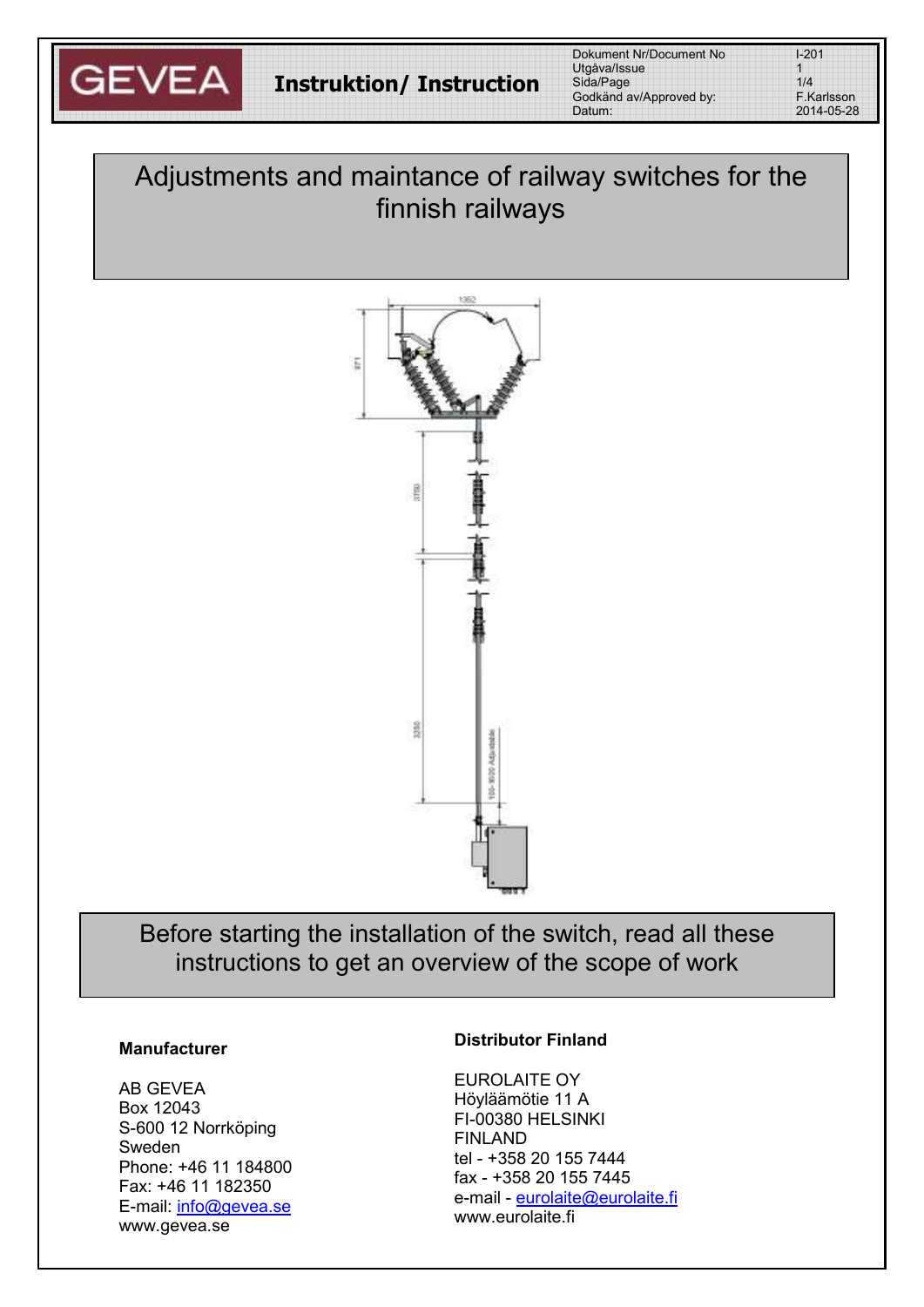GEVEA

**Instruktion/ Instruction**

| Dokument Nr/Document No | I-201 |
|---|---|
| Utgåva/Issue | 1 |
| Sida/Page | 1/4 |
| Godkänd av/Approved by: | F.Karlsson |
| Datum: | 2014-05-28 |

# Adjustments and maintance of railway switches for the finnish railways

Before starting the installation of the switch, read all these instructions to get an overview of the scope of work

**Manufacturer**

AB GEVEA
Box 12043
S-600 12 Norrköping
Sweden
Phone: +46 11 184800
Fax: +46 11 182350
E-mail: info@gevea.se
www.gevea.se

**Distributor Finland**

EUROLAITE OY
Höyläämötie 11 A
FI-00380 HELSINKI
FINLAND
tel - +358 20 155 7444
fax - +358 20 155 7445
e-mail - eurolaite@eurolaite.fi
www.eurolaite.fi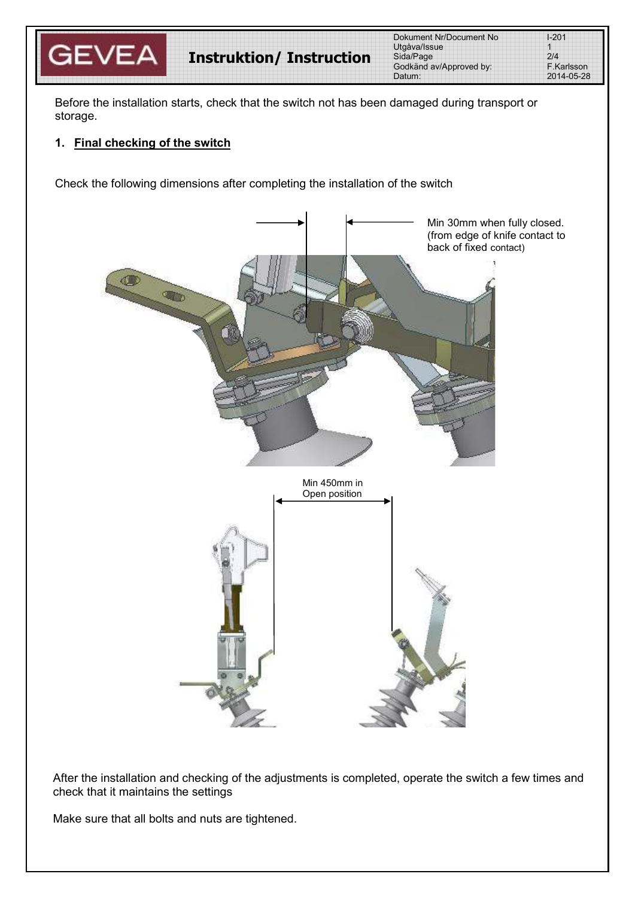Before the installation starts, check that the switch not has been damaged during transport or storage.

1. **Final checking of the switch**

Check the following dimensions after completing the installation of the switch

Min 30mm when fully closed. (from edge of knife contact to back of fixed contact)

Min 450mm in Open position

After the installation and checking of the adjustments is completed, operate the switch a few times and check that it maintains the settings

Make sure that all bolts and nuts are tightened.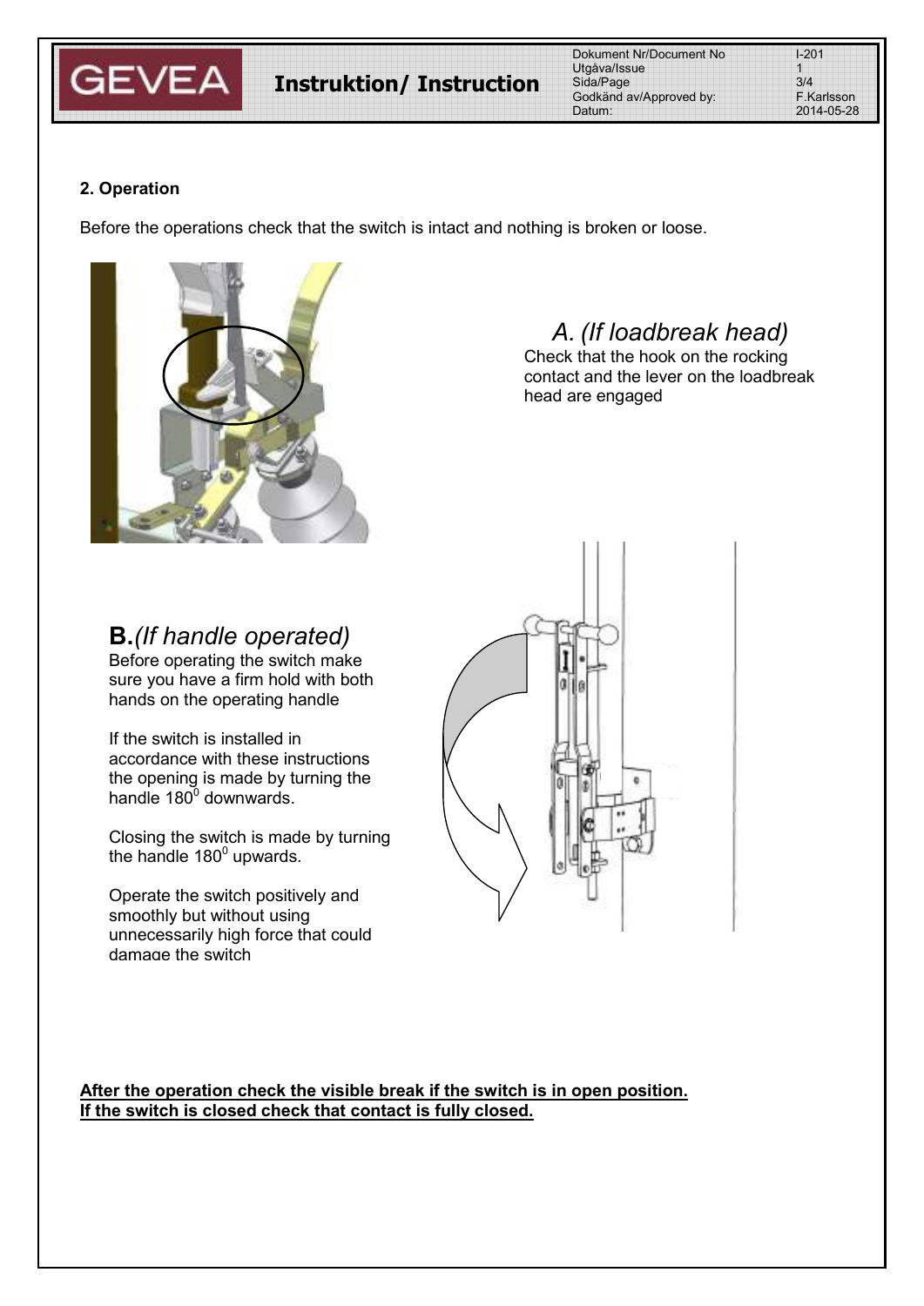## 2. Operation

Before the operations check that the switch is intact and nothing is broken or loose.

### *A. (If loadbreak head)*

Check that the hook on the rocking contact and the lever on the loadbreak head are engaged

### **B.** *(If handle operated)*

Before operating the switch make sure you have a firm hold with both hands on the operating handle

If the switch is installed in accordance with these instructions the opening is made by turning the handle $180^0$ downwards.

Closing the switch is made by turning the handle $180^0$ upwards.

Operate the switch positively and smoothly but without using unnecessarily high force that could damage the switch

**After the operation check the visible break if the switch is in open position.**
**If the switch is closed check that contact is fully closed.**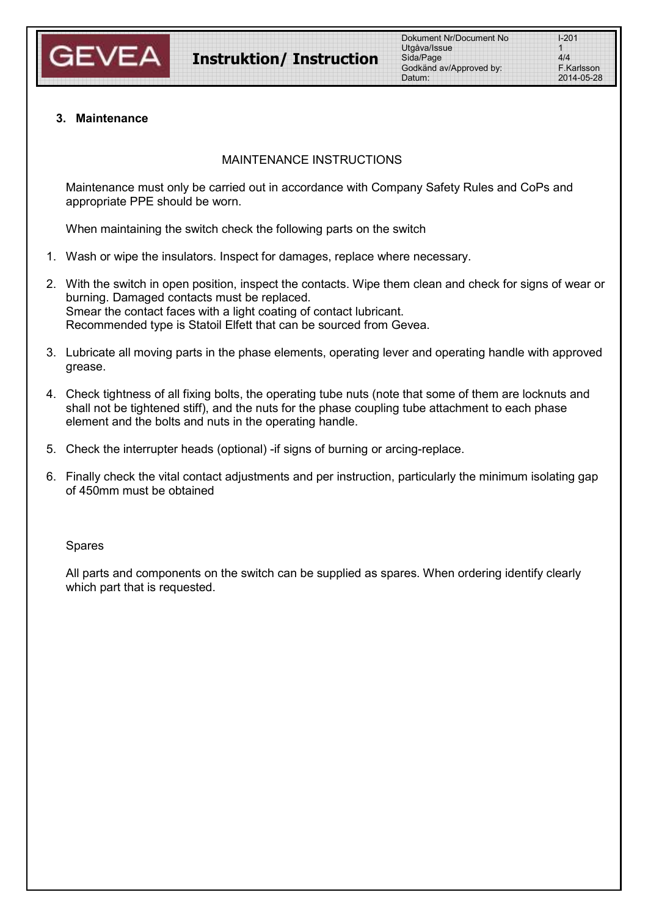## 3. Maintenance

MAINTENANCE INSTRUCTIONS

Maintenance must only be carried out in accordance with Company Safety Rules and CoPs and appropriate PPE should be worn.

When maintaining the switch check the following parts on the switch

1. Wash or wipe the insulators. Inspect for damages, replace where necessary.
2. With the switch in open position, inspect the contacts. Wipe them clean and check for signs of wear or burning. Damaged contacts must be replaced.
   Smear the contact faces with a light coating of contact lubricant.
   Recommended type is Statoil Elfett that can be sourced from Gevea.
3. Lubricate all moving parts in the phase elements, operating lever and operating handle with approved grease.
4. Check tightness of all fixing bolts, the operating tube nuts (note that some of them are locknuts and shall not be tightened stiff), and the nuts for the phase coupling tube attachment to each phase element and the bolts and nuts in the operating handle.
5. Check the interrupter heads (optional) -if signs of burning or arcing-replace.
6. Finally check the vital contact adjustments and per instruction, particularly the minimum isolating gap of 450mm must be obtained

Spares

All parts and components on the switch can be supplied as spares. When ordering identify clearly which part that is requested.